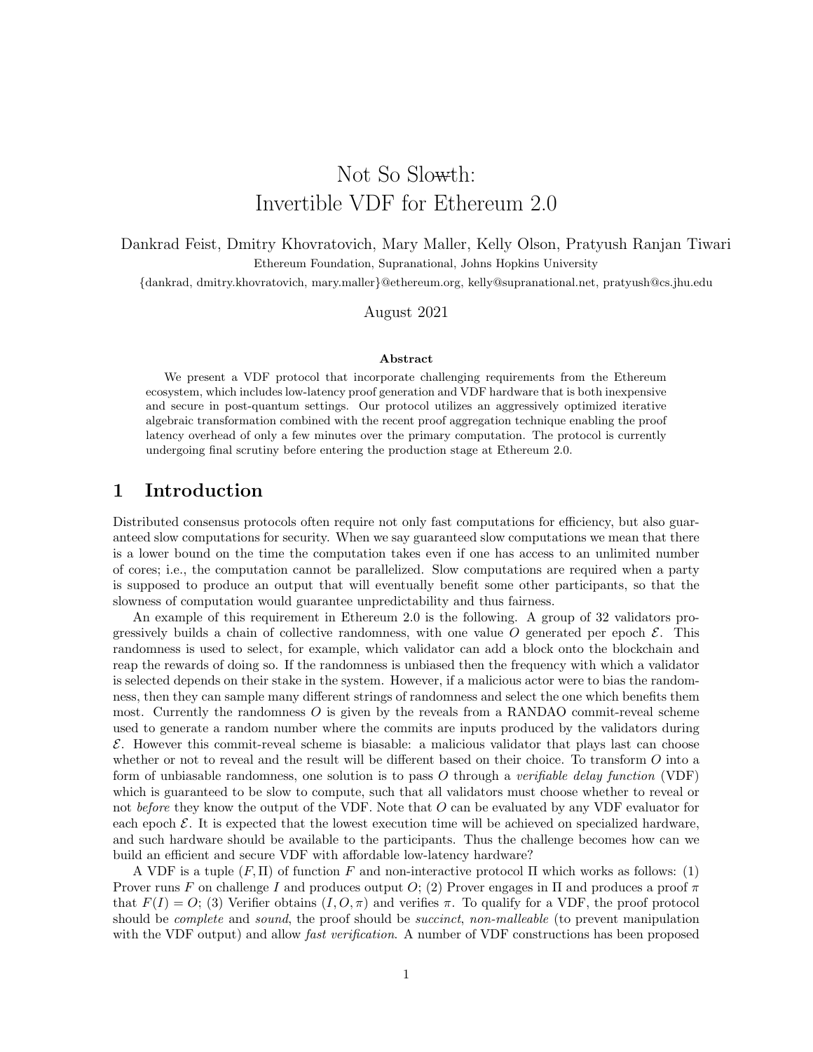# Not So Slowth: Invertible VDF for Ethereum 2.0

Dankrad Feist, Dmitry Khovratovich, Mary Maller, Kelly Olson, Pratyush Ranjan Tiwari

Ethereum Foundation, Supranational, Johns Hopkins University

{dankrad, dmitry.khovratovich, mary.maller}@ethereum.org, kelly@supranational.net, pratyush@cs.jhu.edu

August 2021

### Abstract

We present a VDF protocol that incorporate challenging requirements from the Ethereum ecosystem, which includes low-latency proof generation and VDF hardware that is both inexpensive and secure in post-quantum settings. Our protocol utilizes an aggressively optimized iterative algebraic transformation combined with the recent proof aggregation technique enabling the proof latency overhead of only a few minutes over the primary computation. The protocol is currently undergoing final scrutiny before entering the production stage at Ethereum 2.0.

## 1 Introduction

Distributed consensus protocols often require not only fast computations for efficiency, but also guaranteed slow computations for security. When we say guaranteed slow computations we mean that there is a lower bound on the time the computation takes even if one has access to an unlimited number of cores; i.e., the computation cannot be parallelized. Slow computations are required when a party is supposed to produce an output that will eventually benefit some other participants, so that the slowness of computation would guarantee unpredictability and thus fairness.

An example of this requirement in Ethereum 2.0 is the following. A group of 32 validators progressively builds a chain of collective randomness, with one value $O$ generated per epoch $\mathcal{E}$. This randomness is used to select, for example, which validator can add a block onto the blockchain and reap the rewards of doing so. If the randomness is unbiased then the frequency with which a validator is selected depends on their stake in the system. However, if a malicious actor were to bias the randomness, then they can sample many different strings of randomness and select the one which benefits them most. Currently the randomness $O$ is given by the reveals from a RANDAO commit-reveal scheme used to generate a random number where the commits are inputs produced by the validators during $\mathcal{E}$. However this commit-reveal scheme is biasable: a malicious validator that plays last can choose whether or not to reveal and the result will be different based on their choice. To transform $O$ into a form of unbiasable randomness, one solution is to pass $O$ through a *verifiable delay function* (VDF) which is guaranteed to be slow to compute, such that all validators must choose whether to reveal or not *before* they know the output of the VDF. Note that $O$ can be evaluated by any VDF evaluator for each epoch $\mathcal{E}$. It is expected that the lowest execution time will be achieved on specialized hardware, and such hardware should be available to the participants. Thus the challenge becomes how can we build an efficient and secure VDF with affordable low-latency hardware?

A VDF is a tuple $(F, \Pi)$ of function $F$ and non-interactive protocol $\Pi$ which works as follows: (1) Prover runs $F$ on challenge $I$ and produces output $O$; (2) Prover engages in $\Pi$ and produces a proof $\pi$ that $F(I) = O$; (3) Verifier obtains $(I, O, \pi)$ and verifies $\pi$. To qualify for a VDF, the proof protocol should be *complete* and *sound*, the proof should be *succinct*, *non-malleable* (to prevent manipulation with the VDF output) and allow *fast verification*. A number of VDF constructions has been proposed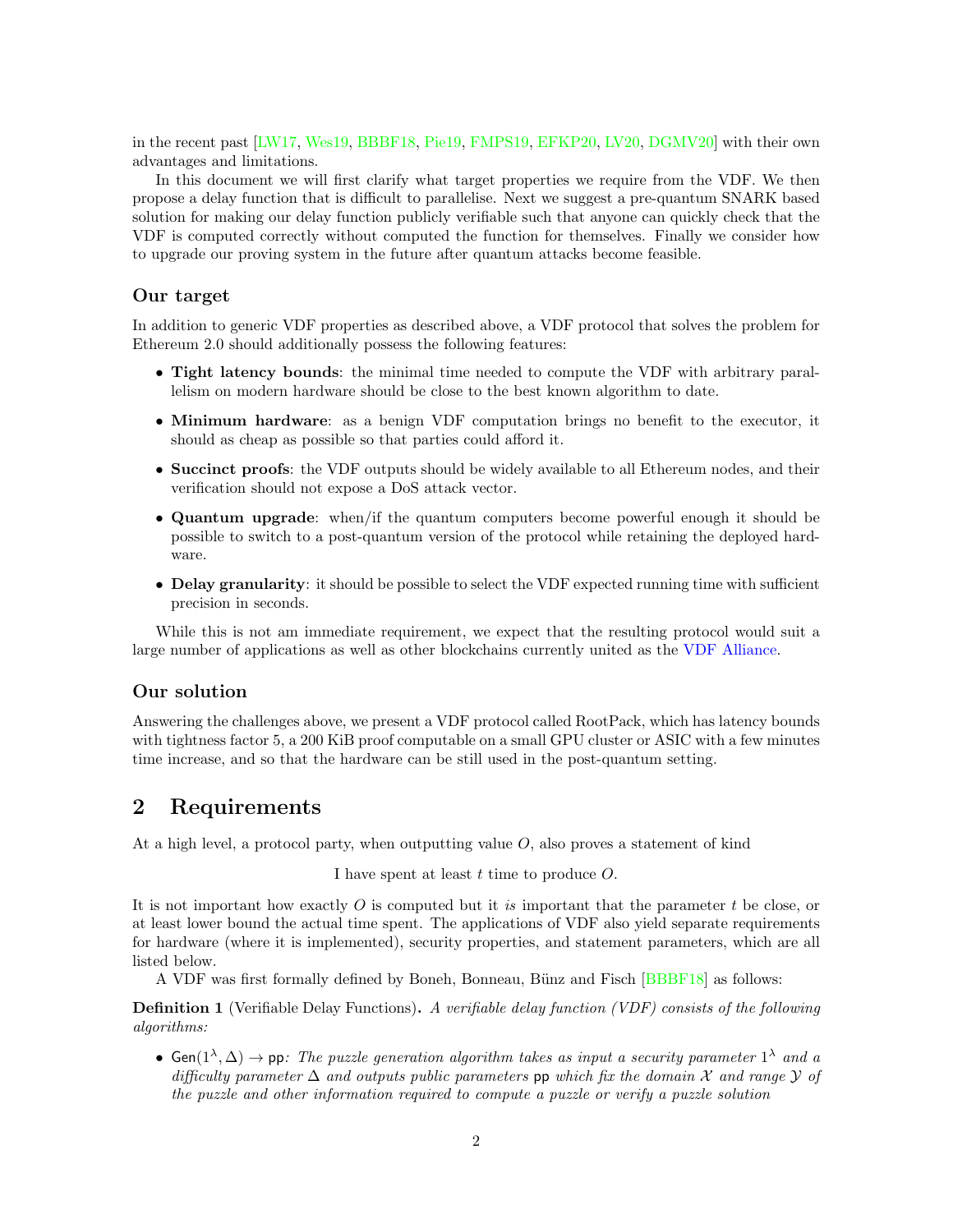in the recent past [LW17, Wes19, BBBF18, Pie19, FMPS19, EFKP20, LV20, DGMV20] with their own advantages and limitations.

In this document we will first clarify what target properties we require from the VDF. We then propose a delay function that is difficult to parallelise. Next we suggest a pre-quantum SNARK based solution for making our delay function publicly verifiable such that anyone can quickly check that the VDF is computed correctly without computed the function for themselves. Finally we consider how to upgrade our proving system in the future after quantum attacks become feasible.

### Our target

In addition to generic VDF properties as described above, a VDF protocol that solves the problem for Ethereum 2.0 should additionally possess the following features:

- **Tight latency bounds**: the minimal time needed to compute the VDF with arbitrary parallelism on modern hardware should be close to the best known algorithm to date.
- **Minimum hardware**: as a benign VDF computation brings no benefit to the executor, it should as cheap as possible so that parties could afford it.
- **Succinct proofs**: the VDF outputs should be widely available to all Ethereum nodes, and their verification should not expose a DoS attack vector.
- **Quantum upgrade**: when/if the quantum computers become powerful enough it should be possible to switch to a post-quantum version of the protocol while retaining the deployed hardware.
- **Delay granularity**: it should be possible to select the VDF expected running time with sufficient precision in seconds.

While this is not am immediate requirement, we expect that the resulting protocol would suit a large number of applications as well as other blockchains currently united as the VDF Alliance.

### Our solution

Answering the challenges above, we present a VDF protocol called RootPack, which has latency bounds with tightness factor 5, a 200 KiB proof computable on a small GPU cluster or ASIC with a few minutes time increase, and so that the hardware can be still used in the post-quantum setting.

## 2 Requirements

At a high level, a protocol party, when outputting value $O$, also proves a statement of kind

I have spent at least $t$ time to produce $O$.

It is not important how exactly $O$ is computed but it *is* important that the parameter $t$ be close, or at least lower bound the actual time spent. The applications of VDF also yield separate requirements for hardware (where it is implemented), security properties, and statement parameters, which are all listed below.

A VDF was first formally defined by Boneh, Bonneau, Bünz and Fisch [BBBF18] as follows:

**Definition 1** (Verifiable Delay Functions)**.** *A verifiable delay function (VDF) consists of the following algorithms:*

- $\mathsf{Gen}(1^\lambda, \Delta) \to \mathsf{pp}$*: The puzzle generation algorithm takes as input a security parameter* $1^\lambda$ *and a difficulty parameter* $\Delta$ *and outputs public parameters* $\mathsf{pp}$ *which fix the domain* $\mathcal{X}$ *and range* $\mathcal{Y}$ *of the puzzle and other information required to compute a puzzle or verify a puzzle solution*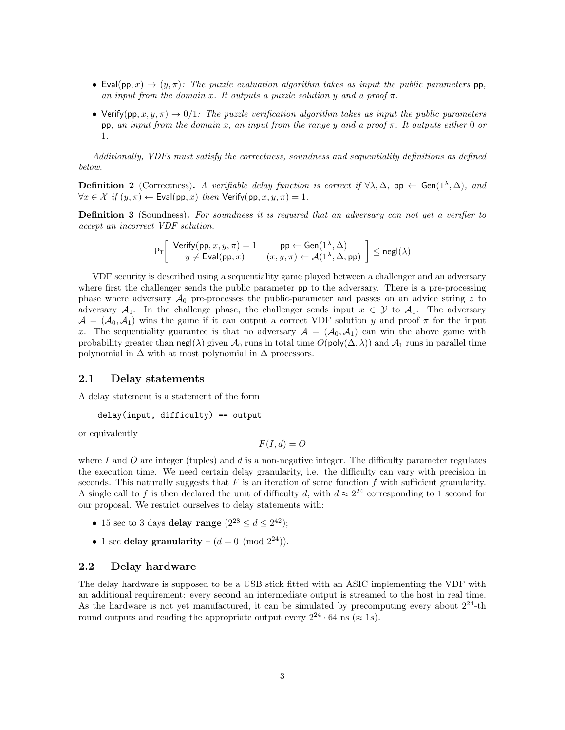- $\mathsf{Eval}(\mathsf{pp}, x) \rightarrow (y, \pi)$*: The puzzle evaluation algorithm takes as input the public parameters* $\mathsf{pp}$*, an input from the domain* $x$*. It outputs a puzzle solution* $y$ *and a proof* $\pi$*.*
- $\mathsf{Verify}(\mathsf{pp}, x, y, \pi) \rightarrow 0/1$*: The puzzle verification algorithm takes as input the public parameters* $\mathsf{pp}$*, an input from the domain* $x$*, an input from the range* $y$ *and a proof* $\pi$*. It outputs either* 0 *or* 1*.*

*Additionally, VDFs must satisfy the correctness, soundness and sequentiality definitions as defined below.*

**Definition 2** (Correctness)**.** *A verifiable delay function is correct if* $\forall \lambda, \Delta$*,* $\mathsf{pp} \leftarrow \mathsf{Gen}(1^\lambda, \Delta)$*, and* $\forall x \in \mathcal{X}$ *if* $(y, \pi) \leftarrow \mathsf{Eval}(\mathsf{pp}, x)$ *then* $\mathsf{Verify}(\mathsf{pp}, x, y, \pi) = 1$*.*

**Definition 3** (Soundness)**.** *For soundness it is required that an adversary can not get a verifier to accept an incorrect VDF solution.*

$$\Pr\left[\begin{array}{c} \mathsf{Verify}(\mathsf{pp}, x, y, \pi) = 1 \\ y \neq \mathsf{Eval}(\mathsf{pp}, x) \end{array} \middle| \begin{array}{c} \mathsf{pp} \leftarrow \mathsf{Gen}(1^\lambda, \Delta) \\ (x, y, \pi) \leftarrow \mathcal{A}(1^\lambda, \Delta, \mathsf{pp}) \end{array}\right] \leq \mathsf{negl}(\lambda)$$

VDF security is described using a sequentiality game played between a challenger and an adversary where first the challenger sends the public parameter $\mathsf{pp}$ to the adversary. There is a pre-processing phase where adversary $\mathcal{A}_0$ pre-processes the public-parameter and passes on an advice string $z$ to adversary $\mathcal{A}_1$. In the challenge phase, the challenger sends input $x \in \mathcal{Y}$ to $\mathcal{A}_1$. The adversary $\mathcal{A} = (\mathcal{A}_0, \mathcal{A}_1)$ wins the game if it can output a correct VDF solution $y$ and proof $\pi$ for the input $x$. The sequentiality guarantee is that no adversary $\mathcal{A} = (\mathcal{A}_0, \mathcal{A}_1)$ can win the above game with probability greater than $\mathsf{negl}(\lambda)$ given $\mathcal{A}_0$ runs in total time $O(\mathsf{poly}(\Delta, \lambda))$ and $\mathcal{A}_1$ runs in parallel time polynomial in $\Delta$ with at most polynomial in $\Delta$ processors.

## 2.1 Delay statements

A delay statement is a statement of the form

```
delay(input, difficulty) == output
```

or equivalently

$$F(I, d) = O$$

where $I$ and $O$ are integer (tuples) and $d$ is a non-negative integer. The difficulty parameter regulates the execution time. We need certain delay granularity, i.e. the difficulty can vary with precision in seconds. This naturally suggests that $F$ is an iteration of some function $f$ with sufficient granularity. A single call to $f$ is then declared the unit of difficulty $d$, with $d \approx 2^{24}$ corresponding to 1 second for our proposal. We restrict ourselves to delay statements with:

- 15 sec to 3 days **delay range** ($2^{28} \leq d \leq 2^{42}$);
- 1 sec **delay granularity** – ($d = 0 \pmod{2^{24}}$).

## 2.2 Delay hardware

The delay hardware is supposed to be a USB stick fitted with an ASIC implementing the VDF with an additional requirement: every second an intermediate output is streamed to the host in real time. As the hardware is not yet manufactured, it can be simulated by precomputing every about $2^{24}$-th round outputs and reading the appropriate output every $2^{24} \cdot 64$ ns ($\approx 1s$).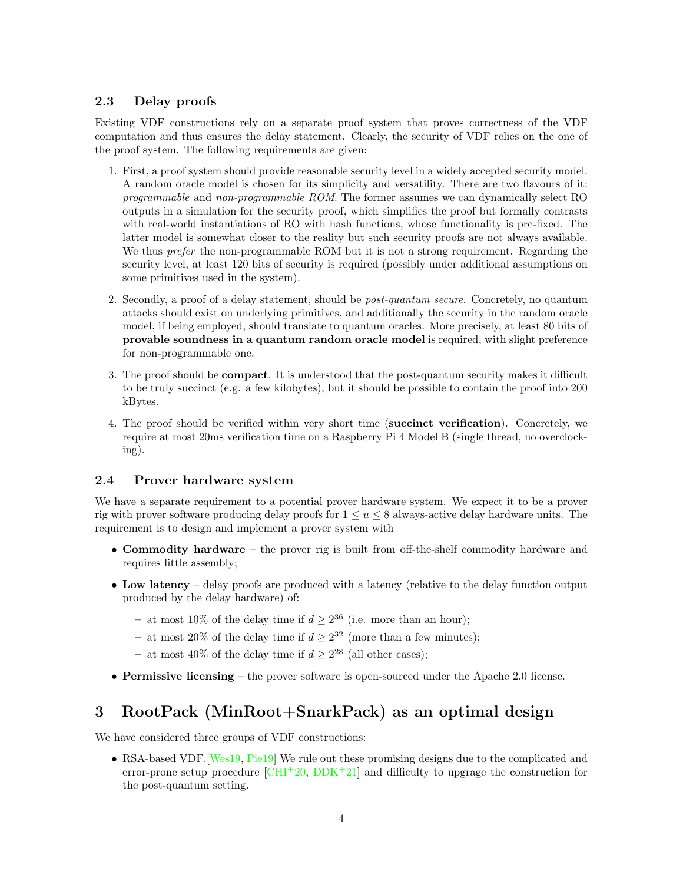### 2.3 Delay proofs

Existing VDF constructions rely on a separate proof system that proves correctness of the VDF computation and thus ensures the delay statement. Clearly, the security of VDF relies on the one of the proof system. The following requirements are given:

1. First, a proof system should provide reasonable security level in a widely accepted security model. A random oracle model is chosen for its simplicity and versatility. There are two flavours of it: *programmable* and *non-programmable ROM*. The former assumes we can dynamically select RO outputs in a simulation for the security proof, which simplifies the proof but formally contrasts with real-world instantiations of RO with hash functions, whose functionality is pre-fixed. The latter model is somewhat closer to the reality but such security proofs are not always available. We thus *prefer* the non-programmable ROM but it is not a strong requirement. Regarding the security level, at least 120 bits of security is required (possibly under additional assumptions on some primitives used in the system).
2. Secondly, a proof of a delay statement, should be *post-quantum secure*. Concretely, no quantum attacks should exist on underlying primitives, and additionally the security in the random oracle model, if being employed, should translate to quantum oracles. More precisely, at least 80 bits of **provable soundness in a quantum random oracle model** is required, with slight preference for non-programmable one.
3. The proof should be **compact**. It is understood that the post-quantum security makes it difficult to be truly succinct (e.g. a few kilobytes), but it should be possible to contain the proof into 200 kBytes.
4. The proof should be verified within very short time (**succinct verification**). Concretely, we require at most 20ms verification time on a Raspberry Pi 4 Model B (single thread, no overclocking).

### 2.4 Prover hardware system

We have a separate requirement to a potential prover hardware system. We expect it to be a prover rig with prover software producing delay proofs for $1 \leq u \leq 8$ always-active delay hardware units. The requirement is to design and implement a prover system with

- **Commodity hardware** – the prover rig is built from off-the-shelf commodity hardware and requires little assembly;
- **Low latency** – delay proofs are produced with a latency (relative to the delay function output produced by the delay hardware) of:
  - at most 10% of the delay time if $d \geq 2^{36}$ (i.e. more than an hour);
  - at most 20% of the delay time if $d \geq 2^{32}$ (more than a few minutes);
  - at most 40% of the delay time if $d \geq 2^{28}$ (all other cases);
- **Permissive licensing** – the prover software is open-sourced under the Apache 2.0 license.

## 3 RootPack (MinRoot+SnarkPack) as an optimal design

We have considered three groups of VDF constructions:

- RSA-based VDF.[Wes19, Pie19] We rule out these promising designs due to the complicated and error-prone setup procedure [CHI+20, DDK+21] and difficulty to upgrade the construction for the post-quantum setting.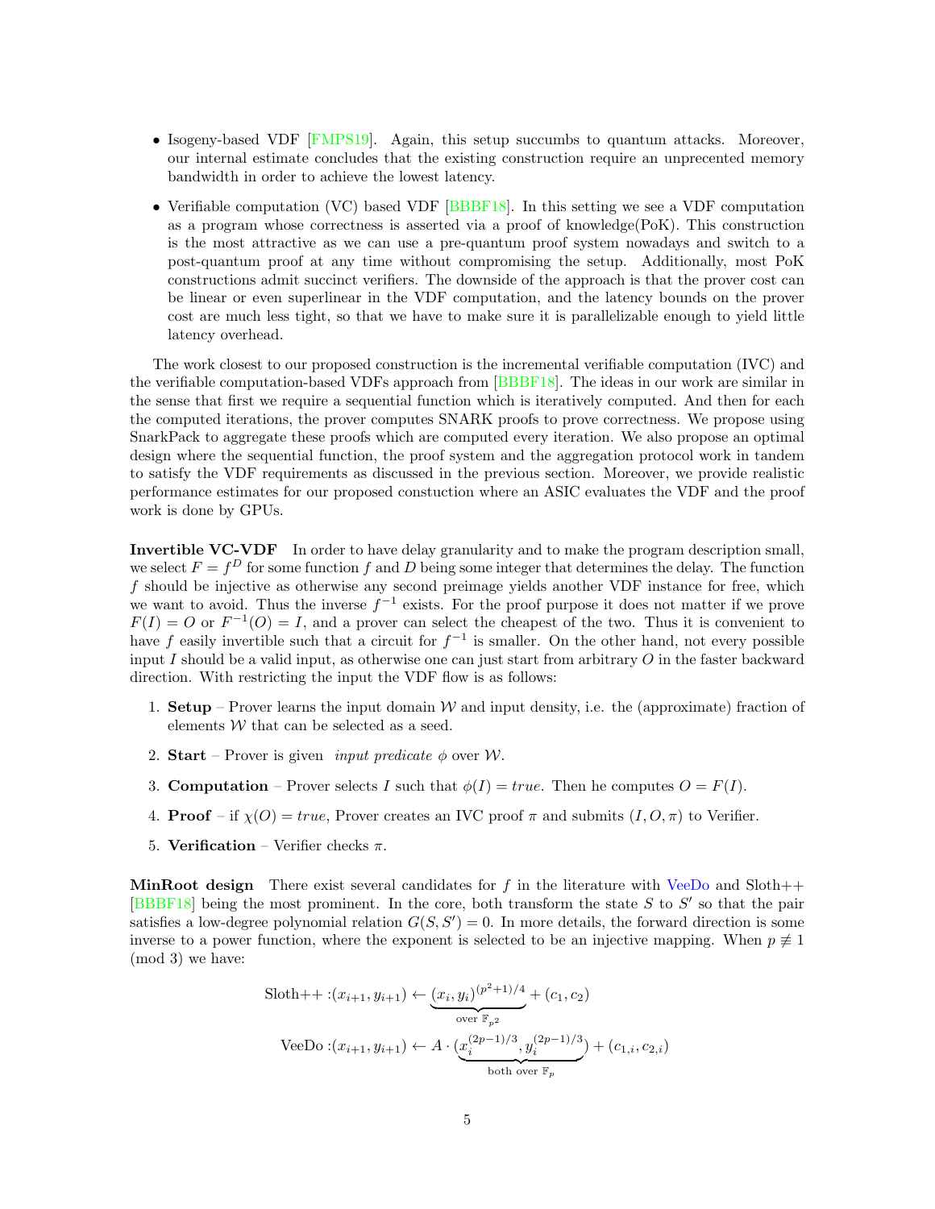- Isogeny-based VDF [FMPS19]. Again, this setup succumbs to quantum attacks. Moreover, our internal estimate concludes that the existing construction require an unprecented memory bandwidth in order to achieve the lowest latency.
- Verifiable computation (VC) based VDF [BBBF18]. In this setting we see a VDF computation as a program whose correctness is asserted via a proof of knowledge(PoK). This construction is the most attractive as we can use a pre-quantum proof system nowadays and switch to a post-quantum proof at any time without compromising the setup. Additionally, most PoK constructions admit succinct verifiers. The downside of the approach is that the prover cost can be linear or even superlinear in the VDF computation, and the latency bounds on the prover cost are much less tight, so that we have to make sure it is parallelizable enough to yield little latency overhead.

The work closest to our proposed construction is the incremental verifiable computation (IVC) and the verifiable computation-based VDFs approach from [BBBF18]. The ideas in our work are similar in the sense that first we require a sequential function which is iteratively computed. And then for each the computed iterations, the prover computes SNARK proofs to prove correctness. We propose using SnarkPack to aggregate these proofs which are computed every iteration. We also propose an optimal design where the sequential function, the proof system and the aggregation protocol work in tandem to satisfy the VDF requirements as discussed in the previous section. Moreover, we provide realistic performance estimates for our proposed constuction where an ASIC evaluates the VDF and the proof work is done by GPUs.

**Invertible VC-VDF** In order to have delay granularity and to make the program description small, we select $F = f^D$ for some function $f$ and $D$ being some integer that determines the delay. The function $f$ should be injective as otherwise any second preimage yields another VDF instance for free, which we want to avoid. Thus the inverse $f^{-1}$ exists. For the proof purpose it does not matter if we prove $F(I) = O$ or $F^{-1}(O) = I$, and a prover can select the cheapest of the two. Thus it is convenient to have $f$ easily invertible such that a circuit for $f^{-1}$ is smaller. On the other hand, not every possible input $I$ should be a valid input, as otherwise one can just start from arbitrary $O$ in the faster backward direction. With restricting the input the VDF flow is as follows:

1. **Setup** – Prover learns the input domain $\mathcal{W}$ and input density, i.e. the (approximate) fraction of elements $\mathcal{W}$ that can be selected as a seed.
2. **Start** – Prover is given *input predicate* $\phi$ over $\mathcal{W}$.
3. **Computation** – Prover selects $I$ such that $\phi(I) = true$. Then he computes $O = F(I)$.
4. **Proof** – if $\chi(O) = true$, Prover creates an IVC proof $\pi$ and submits $(I, O, \pi)$ to Verifier.
5. **Verification** – Verifier checks $\pi$.

**MinRoot design** There exist several candidates for $f$ in the literature with VeeDo and Sloth++ [BBBF18] being the most prominent. In the core, both transform the state $S$ to $S'$ so that the pair satisfies a low-degree polynomial relation $G(S, S') = 0$. In more details, the forward direction is some inverse to a power function, where the exponent is selected to be an injective mapping. When $p \not\equiv 1 \pmod 3$ we have:

$$\text{Sloth++} : (x_{i+1}, y_{i+1}) \leftarrow \underbrace{(x_i, y_i)^{(p^2+1)/4}}_{\text{over } \mathbb{F}_{p^2}} + (c_1, c_2)$$

$$\text{VeeDo} : (x_{i+1}, y_{i+1}) \leftarrow A \cdot (\underbrace{x_i^{(2p-1)/3}, y_i^{(2p-1)/3}}_{\text{both over } \mathbb{F}_p}) + (c_{1,i}, c_{2,i})$$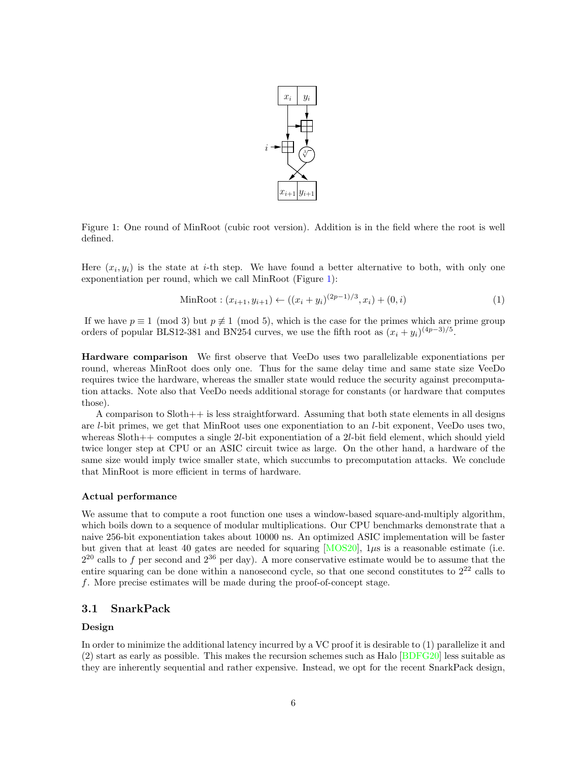Figure 1: One round of MinRoot (cubic root version). Addition is in the field where the root is well defined.

Here $(x_i, y_i)$ is the state at $i$-th step. We have found a better alternative to both, with only one exponentiation per round, which we call MinRoot (Figure 1):

$$\text{MinRoot} : (x_{i+1}, y_{i+1}) \leftarrow ((x_i + y_i)^{(2p-1)/3}, x_i) + (0, i) \tag{1}$$

If we have $p \equiv 1 \pmod 3$ but $p \not\equiv 1 \pmod 5$, which is the case for the primes which are prime group orders of popular BLS12-381 and BN254 curves, we use the fifth root as $(x_i + y_i)^{(4p-3)/5}$.

**Hardware comparison** We first observe that VeeDo uses two parallelizable exponentiations per round, whereas MinRoot does only one. Thus for the same delay time and same state size VeeDo requires twice the hardware, whereas the smaller state would reduce the security against precomputation attacks. Note also that VeeDo needs additional storage for constants (or hardware that computes those).

A comparison to Sloth++ is less straightforward. Assuming that both state elements in all designs are $l$-bit primes, we get that MinRoot uses one exponentiation to an $l$-bit exponent, VeeDo uses two, whereas Sloth++ computes a single $2l$-bit exponentiation of a $2l$-bit field element, which should yield twice longer step at CPU or an ASIC circuit twice as large. On the other hand, a hardware of the same size would imply twice smaller state, which succumbs to precomputation attacks. We conclude that MinRoot is more efficient in terms of hardware.

#### Actual performance

We assume that to compute a root function one uses a window-based square-and-multiply algorithm, which boils down to a sequence of modular multiplications. Our CPU benchmarks demonstrate that a naive 256-bit exponentiation takes about 10000 ns. An optimized ASIC implementation will be faster but given that at least 40 gates are needed for squaring [MOS20], $1\mu$s is a reasonable estimate (i.e. $2^{20}$ calls to $f$ per second and $2^{36}$ per day). A more conservative estimate would be to assume that the entire squaring can be done within a nanosecond cycle, so that one second constitutes to $2^{22}$ calls to $f$. More precise estimates will be made during the proof-of-concept stage.

## 3.1 SnarkPack

#### Design

In order to minimize the additional latency incurred by a VC proof it is desirable to (1) parallelize it and (2) start as early as possible. This makes the recursion schemes such as Halo [BDFG20] less suitable as they are inherently sequential and rather expensive. Instead, we opt for the recent SnarkPack design,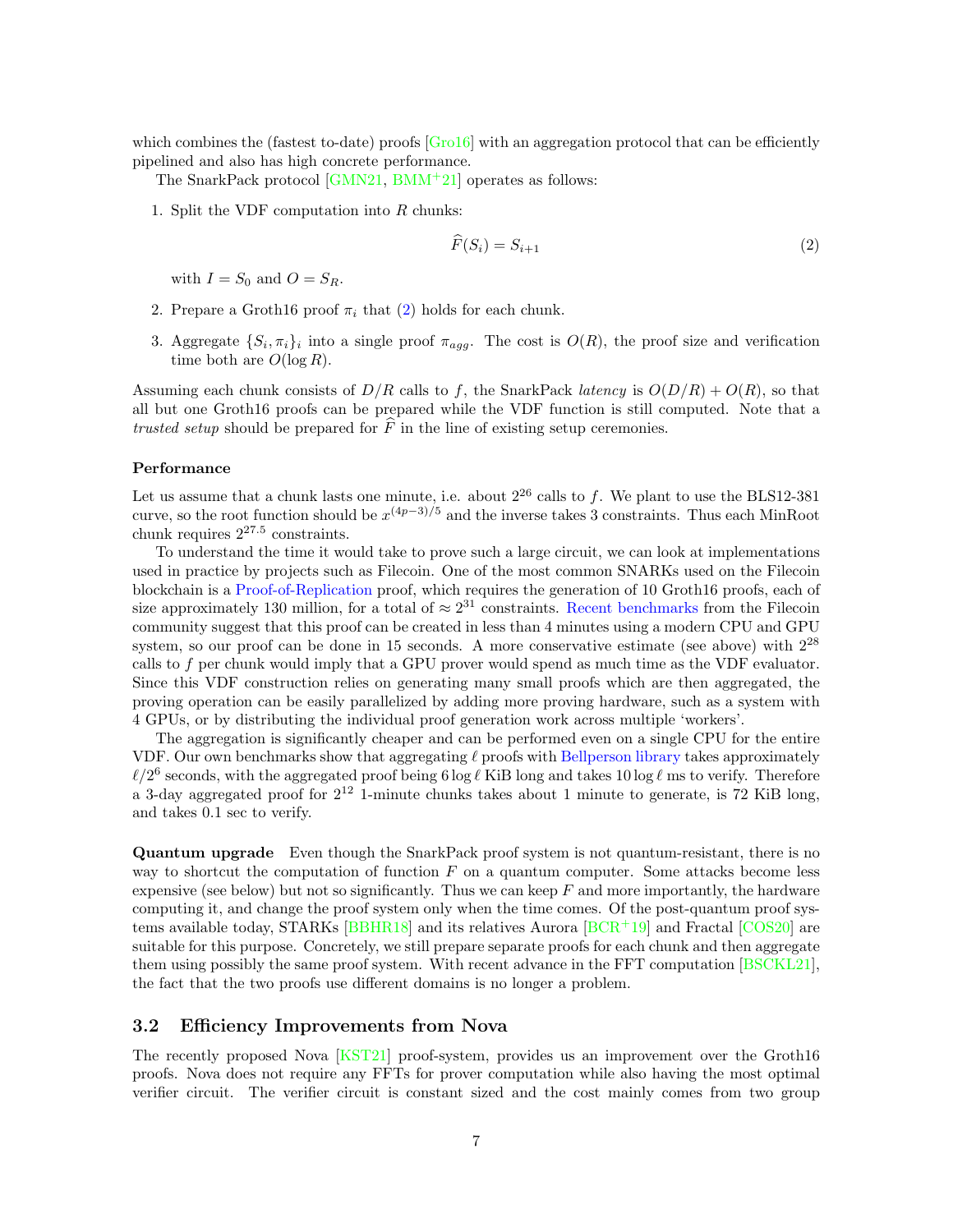which combines the (fastest to-date) proofs [Gro16] with an aggregation protocol that can be efficiently pipelined and also has high concrete performance.

The SnarkPack protocol [GMN21, BMM+21] operates as follows:

1. Split the VDF computation into $R$ chunks:

$$\widehat{F}(S_i) = S_{i+1} \tag{2}$$

   with $I = S_0$ and $O = S_R$.

2. Prepare a Groth16 proof $\pi_i$ that (2) holds for each chunk.

3. Aggregate $\{S_i, \pi_i\}_i$ into a single proof $\pi_{agg}$. The cost is $O(R)$, the proof size and verification time both are $O(\log R)$.

Assuming each chunk consists of $D/R$ calls to $f$, the SnarkPack *latency* is $O(D/R) + O(R)$, so that all but one Groth16 proofs can be prepared while the VDF function is still computed. Note that a *trusted setup* should be prepared for $\widehat{F}$ in the line of existing setup ceremonies.

#### Performance

Let us assume that a chunk lasts one minute, i.e. about $2^{26}$ calls to $f$. We plant to use the BLS12-381 curve, so the root function should be $x^{(4p-3)/5}$ and the inverse takes 3 constraints. Thus each MinRoot chunk requires $2^{27.5}$ constraints.

To understand the time it would take to prove such a large circuit, we can look at implementations used in practice by projects such as Filecoin. One of the most common SNARKs used on the Filecoin blockchain is a Proof-of-Replication proof, which requires the generation of 10 Groth16 proofs, each of size approximately 130 million, for a total of $\approx 2^{31}$ constraints. Recent benchmarks from the Filecoin community suggest that this proof can be created in less than 4 minutes using a modern CPU and GPU system, so our proof can be done in 15 seconds. A more conservative estimate (see above) with $2^{28}$ calls to $f$ per chunk would imply that a GPU prover would spend as much time as the VDF evaluator. Since this VDF construction relies on generating many small proofs which are then aggregated, the proving operation can be easily parallelized by adding more proving hardware, such as a system with 4 GPUs, or by distributing the individual proof generation work across multiple 'workers'.

The aggregation is significantly cheaper and can be performed even on a single CPU for the entire VDF. Our own benchmarks show that aggregating $\ell$ proofs with Bellperson library takes approximately $\ell/2^6$ seconds, with the aggregated proof being $6 \log \ell$ KiB long and takes $10 \log \ell$ ms to verify. Therefore a 3-day aggregated proof for $2^{12}$ 1-minute chunks takes about 1 minute to generate, is 72 KiB long, and takes 0.1 sec to verify.

**Quantum upgrade** Even though the SnarkPack proof system is not quantum-resistant, there is no way to shortcut the computation of function $F$ on a quantum computer. Some attacks become less expensive (see below) but not so significantly. Thus we can keep $F$ and more importantly, the hardware computing it, and change the proof system only when the time comes. Of the post-quantum proof systems available today, STARKs [BBHR18] and its relatives Aurora [BCR+19] and Fractal [COS20] are suitable for this purpose. Concretely, we still prepare separate proofs for each chunk and then aggregate them using possibly the same proof system. With recent advance in the FFT computation [BSCKL21], the fact that the two proofs use different domains is no longer a problem.

## 3.2 Efficiency Improvements from Nova

The recently proposed Nova [KST21] proof-system, provides us an improvement over the Groth16 proofs. Nova does not require any FFTs for prover computation while also having the most optimal verifier circuit. The verifier circuit is constant sized and the cost mainly comes from two group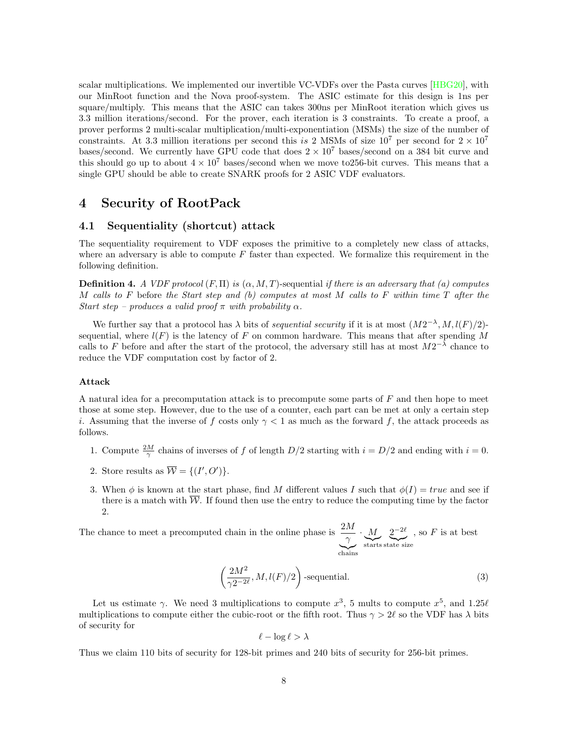scalar multiplications. We implemented our invertible VC-VDFs over the Pasta curves [HBG20], with our MinRoot function and the Nova proof-system. The ASIC estimate for this design is 1ns per square/multiply. This means that the ASIC can takes 300ns per MinRoot iteration which gives us 3.3 million iterations/second. For the prover, each iteration is 3 constraints. To create a proof, a prover performs 2 multi-scalar multiplication/multi-exponentiation (MSMs) the size of the number of constraints. At 3.3 million iterations per second this *is* 2 MSMs of size $10^7$ per second for $2 \times 10^7$ bases/second. We currently have GPU code that does $2 \times 10^7$ bases/second on a 384 bit curve and this should go up to about $4 \times 10^7$ bases/second when we move to256-bit curves. This means that a single GPU should be able to create SNARK proofs for 2 ASIC VDF evaluators.

# 4 Security of RootPack

## 4.1 Sequentiality (shortcut) attack

The sequentiality requirement to VDF exposes the primitive to a completely new class of attacks, where an adversary is able to compute $F$ faster than expected. We formalize this requirement in the following definition.

**Definition 4.** *A VDF protocol* $(F, \Pi)$ *is* $(\alpha, M, T)$*-sequential if there is an adversary that (a) computes* $M$ *calls to* $F$ before *the Start step and (b) computes at most* $M$ *calls to* $F$ *within time* $T$ *after the Start step – produces a valid proof* $\pi$ *with probability* $\alpha$*.*

We further say that a protocol has $\lambda$ bits of *sequential security* if it is at most $(M2^{-\lambda}, M, l(F)/2)$-sequential, where $l(F)$ is the latency of $F$ on common hardware. This means that after spending $M$ calls to $F$ before and after the start of the protocol, the adversary still has at most $M2^{-\lambda}$ chance to reduce the VDF computation cost by factor of 2.

#### Attack

A natural idea for a precomputation attack is to precompute some parts of $F$ and then hope to meet those at some step. However, due to the use of a counter, each part can be met at only a certain step $i$. Assuming that the inverse of $f$ costs only $\gamma < 1$ as much as the forward $f$, the attack proceeds as follows.

1. Compute $\frac{2M}{\gamma}$ chains of inverses of $f$ of length $D/2$ starting with $i = D/2$ and ending with $i = 0$.
2. Store results as $\overline{\mathcal{W}} = \{(I', O')\}$.
3. When $\phi$ is known at the start phase, find $M$ different values $I$ such that $\phi(I) = true$ and see if there is a match with $\overline{\mathcal{W}}$. If found then use the entry to reduce the computing time by the factor 2.

The chance to meet a precomputed chain in the online phase is $\underbrace{\frac{2M}{\gamma}}_{\text{chains}} \cdot \underbrace{M}_{\text{starts}} \underbrace{2^{-2\ell}}_{\text{state size}}$, so $F$ is at best

$$\left(\frac{2M^2}{\gamma 2^{-2\ell}}, M, l(F)/2\right)\text{-sequential.} \tag{3}$$

Let us estimate $\gamma$. We need 3 multiplications to compute $x^3$, 5 mults to compute $x^5$, and $1.25\ell$ multiplications to compute either the cubic-root or the fifth root. Thus $\gamma > 2\ell$ so the VDF has $\lambda$ bits of security for

$$\ell - \log \ell > \lambda$$

Thus we claim 110 bits of security for 128-bit primes and 240 bits of security for 256-bit primes.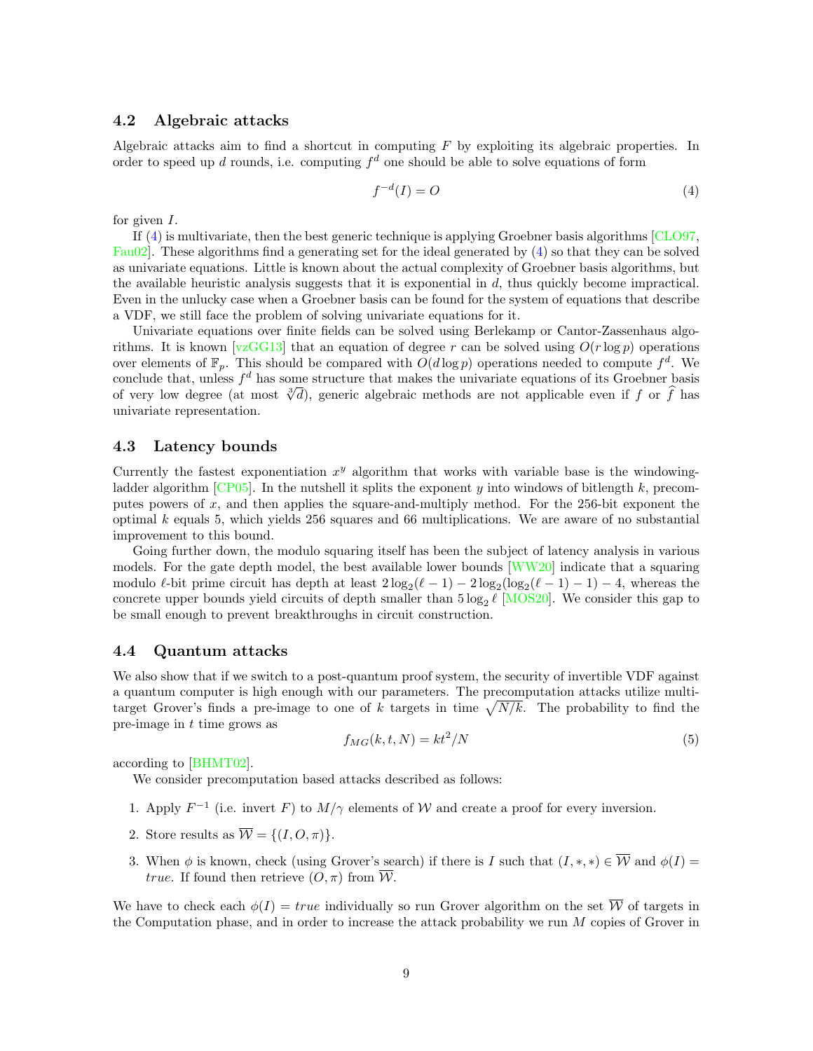### 4.2 Algebraic attacks

Algebraic attacks aim to find a shortcut in computing $F$ by exploiting its algebraic properties. In order to speed up $d$ rounds, i.e. computing $f^d$ one should be able to solve equations of form

$$f^{-d}(I) = O \tag{4}$$

for given $I$.

If (4) is multivariate, then the best generic technique is applying Groebner basis algorithms [CLO97, Fau02]. These algorithms find a generating set for the ideal generated by (4) so that they can be solved as univariate equations. Little is known about the actual complexity of Groebner basis algorithms, but the available heuristic analysis suggests that it is exponential in $d$, thus quickly become impractical. Even in the unlucky case when a Groebner basis can be found for the system of equations that describe a VDF, we still face the problem of solving univariate equations for it.

Univariate equations over finite fields can be solved using Berlekamp or Cantor-Zassenhaus algorithms. It is known [vzGG13] that an equation of degree $r$ can be solved using $O(r \log p)$ operations over elements of $\mathbb{F}_p$. This should be compared with $O(d \log p)$ operations needed to compute $f^d$. We conclude that, unless $f^d$ has some structure that makes the univariate equations of its Groebner basis of very low degree (at most $\sqrt[3]{d}$), generic algebraic methods are not applicable even if $f$ or $\widehat{f}$ has univariate representation.

### 4.3 Latency bounds

Currently the fastest exponentiation $x^y$ algorithm that works with variable base is the windowing-ladder algorithm [CP05]. In the nutshell it splits the exponent $y$ into windows of bitlength $k$, precomputes powers of $x$, and then applies the square-and-multiply method. For the 256-bit exponent the optimal $k$ equals 5, which yields 256 squares and 66 multiplications. We are aware of no substantial improvement to this bound.

Going further down, the modulo squaring itself has been the subject of latency analysis in various models. For the gate depth model, the best available lower bounds [WW20] indicate that a squaring modulo $\ell$-bit prime circuit has depth at least $2\log_2(\ell-1) - 2\log_2(\log_2(\ell-1)-1) - 4$, whereas the concrete upper bounds yield circuits of depth smaller than $5\log_2 \ell$ [MOS20]. We consider this gap to be small enough to prevent breakthroughs in circuit construction.

### 4.4 Quantum attacks

We also show that if we switch to a post-quantum proof system, the security of invertible VDF against a quantum computer is high enough with our parameters. The precomputation attacks utilize multi-target Grover's finds a pre-image to one of $k$ targets in time $\sqrt{N/k}$. The probability to find the pre-image in $t$ time grows as

$$f_{MG}(k, t, N) = kt^2/N \tag{5}$$

according to [BHMT02].

We consider precomputation based attacks described as follows:

1. Apply $F^{-1}$ (i.e. invert $F$) to $M/\gamma$ elements of $\mathcal{W}$ and create a proof for every inversion.
2. Store results as $\overline{\mathcal{W}} = \{(I, O, \pi)\}$.
3. When $\phi$ is known, check (using Grover's search) if there is $I$ such that $(I, *, *) \in \overline{\mathcal{W}}$ and $\phi(I) = \mathit{true}$. If found then retrieve $(O, \pi)$ from $\overline{\mathcal{W}}$.

We have to check each $\phi(I) = \mathit{true}$ individually so run Grover algorithm on the set $\overline{\mathcal{W}}$ of targets in the Computation phase, and in order to increase the attack probability we run $M$ copies of Grover in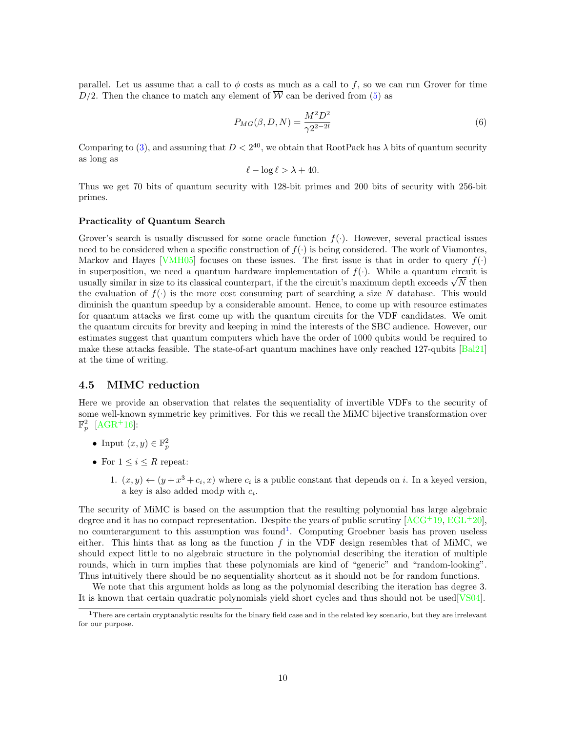parallel. Let us assume that a call to $\phi$ costs as much as a call to $f$, so we can run Grover for time $D/2$. Then the chance to match any element of $\overline{\mathcal{W}}$ can be derived from (5) as

$$P_{MG}(\beta, D, N) = \frac{M^2 D^2}{\gamma 2^{2-2l}} \tag{6}$$

Comparing to (3), and assuming that $D < 2^{40}$, we obtain that RootPack has $\lambda$ bits of quantum security as long as

$$\ell - \log \ell > \lambda + 40.$$

Thus we get 70 bits of quantum security with 128-bit primes and 200 bits of security with 256-bit primes.

#### Practicality of Quantum Search

Grover's search is usually discussed for some oracle function $f(\cdot)$. However, several practical issues need to be considered when a specific construction of $f(\cdot)$ is being considered. The work of Viamontes, Markov and Hayes [VMH05] focuses on these issues. The first issue is that in order to query $f(\cdot)$ in superposition, we need a quantum hardware implementation of $f(\cdot)$. While a quantum circuit is usually similar in size to its classical counterpart, if the the circuit's maximum depth exceeds $\sqrt{N}$ then the evaluation of $f(\cdot)$ is the more cost consuming part of searching a size $N$ database. This would diminish the quantum speedup by a considerable amount. Hence, to come up with resource estimates for quantum attacks we first come up with the quantum circuits for the VDF candidates. We omit the quantum circuits for brevity and keeping in mind the interests of the SBC audience. However, our estimates suggest that quantum computers which have the order of 1000 qubits would be required to make these attacks feasible. The state-of-art quantum machines have only reached 127-qubits [Bal21] at the time of writing.

### 4.5 MIMC reduction

Here we provide an observation that relates the sequentiality of invertible VDFs to the security of some well-known symmetric key primitives. For this we recall the MiMC bijective transformation over $\mathbb{F}_p^2$ [AGR+16]:

- Input $(x, y) \in \mathbb{F}_p^2$
- For $1 \leq i \leq R$ repeat:
    1. $(x, y) \leftarrow (y + x^3 + c_i, x)$ where $c_i$ is a public constant that depends on $i$. In a keyed version, a key is also added mod$p$ with $c_i$.

The security of MiMC is based on the assumption that the resulting polynomial has large algebraic degree and it has no compact representation. Despite the years of public scrutiny [ACG+19, EGL+20], no counterargument to this assumption was found[1]. Computing Groebner basis has proven useless either. This hints that as long as the function $f$ in the VDF design resembles that of MiMC, we should expect little to no algebraic structure in the polynomial describing the iteration of multiple rounds, which in turn implies that these polynomials are kind of "generic" and "random-looking". Thus intuitively there should be no sequentiality shortcut as it should not be for random functions.

We note that this argument holds as long as the polynomial describing the iteration has degree 3. It is known that certain quadratic polynomials yield short cycles and thus should not be used[VS04].

[1] There are certain cryptanalytic results for the binary field case and in the related key scenario, but they are irrelevant for our purpose.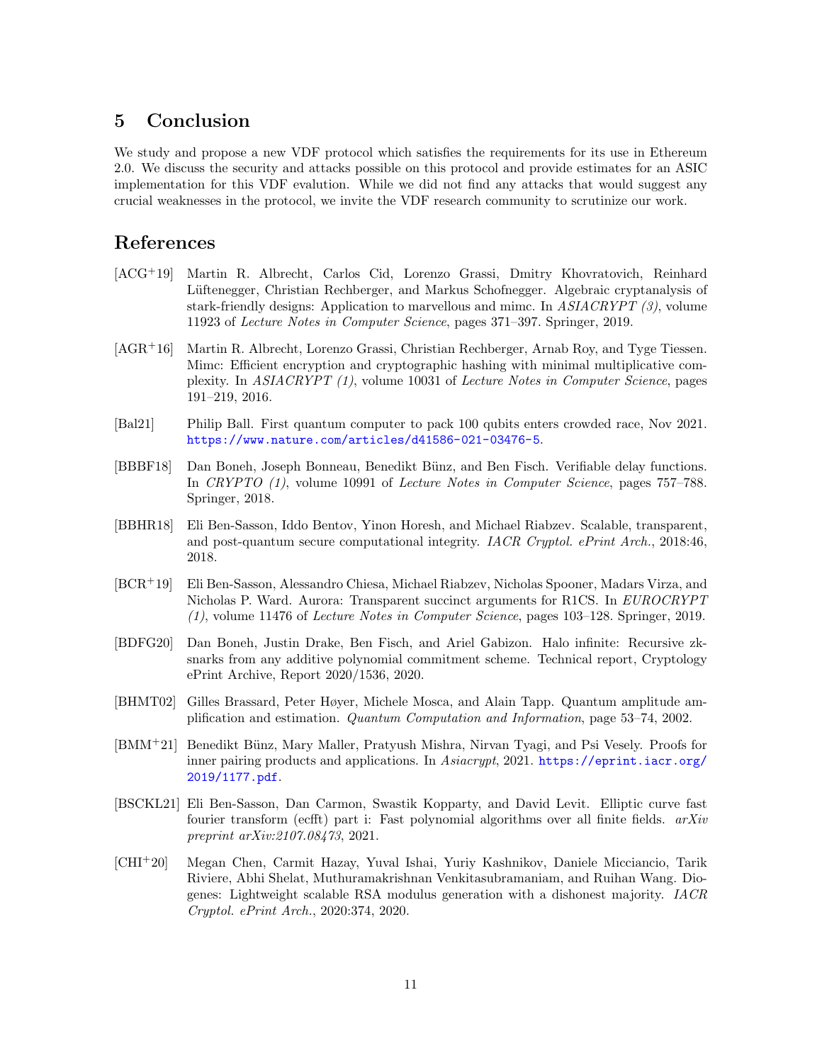## 5 Conclusion

We study and propose a new VDF protocol which satisfies the requirements for its use in Ethereum 2.0. We discuss the security and attacks possible on this protocol and provide estimates for an ASIC implementation for this VDF evalution. While we did not find any attacks that would suggest any crucial weaknesses in the protocol, we invite the VDF research community to scrutinize our work.

## References

[ACG+19] Martin R. Albrecht, Carlos Cid, Lorenzo Grassi, Dmitry Khovratovich, Reinhard Lüftenegger, Christian Rechberger, and Markus Schofnegger. Algebraic cryptanalysis of stark-friendly designs: Application to marvellous and mimc. In *ASIACRYPT (3)*, volume 11923 of *Lecture Notes in Computer Science*, pages 371–397. Springer, 2019.

[AGR+16] Martin R. Albrecht, Lorenzo Grassi, Christian Rechberger, Arnab Roy, and Tyge Tiessen. Mimc: Efficient encryption and cryptographic hashing with minimal multiplicative complexity. In *ASIACRYPT (1)*, volume 10031 of *Lecture Notes in Computer Science*, pages 191–219, 2016.

[Bal21] Philip Ball. First quantum computer to pack 100 qubits enters crowded race, Nov 2021. https://www.nature.com/articles/d41586-021-03476-5.

[BBBF18] Dan Boneh, Joseph Bonneau, Benedikt Bünz, and Ben Fisch. Verifiable delay functions. In *CRYPTO (1)*, volume 10991 of *Lecture Notes in Computer Science*, pages 757–788. Springer, 2018.

[BBHR18] Eli Ben-Sasson, Iddo Bentov, Yinon Horesh, and Michael Riabzev. Scalable, transparent, and post-quantum secure computational integrity. *IACR Cryptol. ePrint Arch.*, 2018:46, 2018.

[BCR+19] Eli Ben-Sasson, Alessandro Chiesa, Michael Riabzev, Nicholas Spooner, Madars Virza, and Nicholas P. Ward. Aurora: Transparent succinct arguments for R1CS. In *EUROCRYPT (1)*, volume 11476 of *Lecture Notes in Computer Science*, pages 103–128. Springer, 2019.

[BDFG20] Dan Boneh, Justin Drake, Ben Fisch, and Ariel Gabizon. Halo infinite: Recursive zk-snarks from any additive polynomial commitment scheme. Technical report, Cryptology ePrint Archive, Report 2020/1536, 2020.

[BHMT02] Gilles Brassard, Peter Høyer, Michele Mosca, and Alain Tapp. Quantum amplitude amplification and estimation. *Quantum Computation and Information*, page 53–74, 2002.

[BMM+21] Benedikt Bünz, Mary Maller, Pratyush Mishra, Nirvan Tyagi, and Psi Vesely. Proofs for inner pairing products and applications. In *Asiacrypt*, 2021. https://eprint.iacr.org/2019/1177.pdf.

[BSCKL21] Eli Ben-Sasson, Dan Carmon, Swastik Kopparty, and David Levit. Elliptic curve fast fourier transform (ecfft) part i: Fast polynomial algorithms over all finite fields. *arXiv preprint arXiv:2107.08473*, 2021.

[CHI+20] Megan Chen, Carmit Hazay, Yuval Ishai, Yuriy Kashnikov, Daniele Micciancio, Tarik Riviere, Abhi Shelat, Muthuramakrishnan Venkitasubramaniam, and Ruihan Wang. Diogenes: Lightweight scalable RSA modulus generation with a dishonest majority. *IACR Cryptol. ePrint Arch.*, 2020:374, 2020.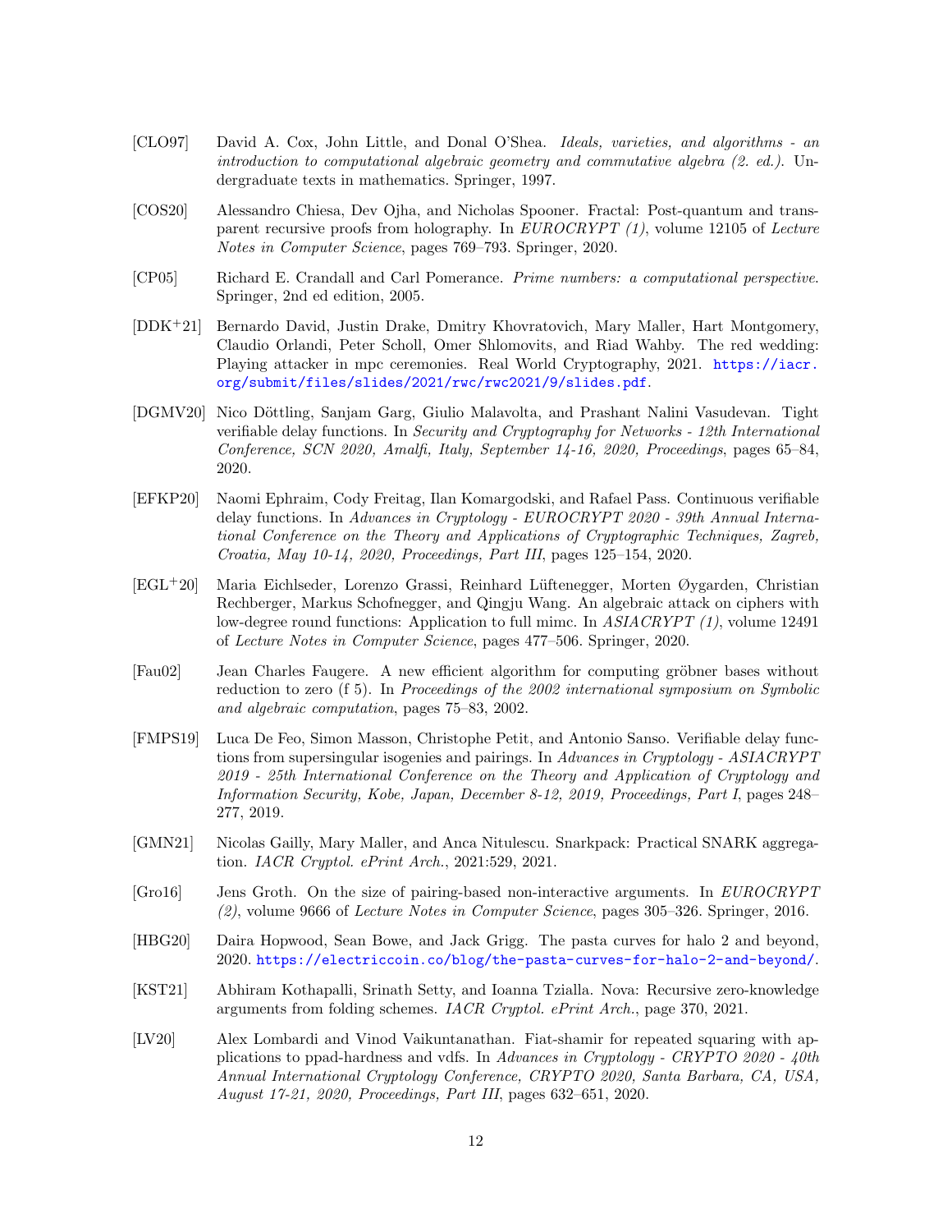[CLO97] David A. Cox, John Little, and Donal O'Shea. *Ideals, varieties, and algorithms - an introduction to computational algebraic geometry and commutative algebra (2. ed.)*. Undergraduate texts in mathematics. Springer, 1997.

[COS20] Alessandro Chiesa, Dev Ojha, and Nicholas Spooner. Fractal: Post-quantum and transparent recursive proofs from holography. In *EUROCRYPT (1)*, volume 12105 of *Lecture Notes in Computer Science*, pages 769–793. Springer, 2020.

[CP05] Richard E. Crandall and Carl Pomerance. *Prime numbers: a computational perspective*. Springer, 2nd ed edition, 2005.

[DDK+21] Bernardo David, Justin Drake, Dmitry Khovratovich, Mary Maller, Hart Montgomery, Claudio Orlandi, Peter Scholl, Omer Shlomovits, and Riad Wahby. The red wedding: Playing attacker in mpc ceremonies. Real World Cryptography, 2021. https://iacr.org/submit/files/slides/2021/rwc/rwc2021/9/slides.pdf.

[DGMV20] Nico Döttling, Sanjam Garg, Giulio Malavolta, and Prashant Nalini Vasudevan. Tight verifiable delay functions. In *Security and Cryptography for Networks - 12th International Conference, SCN 2020, Amalfi, Italy, September 14-16, 2020, Proceedings*, pages 65–84, 2020.

[EFKP20] Naomi Ephraim, Cody Freitag, Ilan Komargodski, and Rafael Pass. Continuous verifiable delay functions. In *Advances in Cryptology - EUROCRYPT 2020 - 39th Annual International Conference on the Theory and Applications of Cryptographic Techniques, Zagreb, Croatia, May 10-14, 2020, Proceedings, Part III*, pages 125–154, 2020.

[EGL+20] Maria Eichlseder, Lorenzo Grassi, Reinhard Lüftenegger, Morten Øygarden, Christian Rechberger, Markus Schofnegger, and Qingju Wang. An algebraic attack on ciphers with low-degree round functions: Application to full mimc. In *ASIACRYPT (1)*, volume 12491 of *Lecture Notes in Computer Science*, pages 477–506. Springer, 2020.

[Fau02] Jean Charles Faugere. A new efficient algorithm for computing gröbner bases without reduction to zero (f 5). In *Proceedings of the 2002 international symposium on Symbolic and algebraic computation*, pages 75–83, 2002.

[FMPS19] Luca De Feo, Simon Masson, Christophe Petit, and Antonio Sanso. Verifiable delay functions from supersingular isogenies and pairings. In *Advances in Cryptology - ASIACRYPT 2019 - 25th International Conference on the Theory and Application of Cryptology and Information Security, Kobe, Japan, December 8-12, 2019, Proceedings, Part I*, pages 248–277, 2019.

[GMN21] Nicolas Gailly, Mary Maller, and Anca Nitulescu. Snarkpack: Practical SNARK aggregation. *IACR Cryptol. ePrint Arch.*, 2021:529, 2021.

[Gro16] Jens Groth. On the size of pairing-based non-interactive arguments. In *EUROCRYPT (2)*, volume 9666 of *Lecture Notes in Computer Science*, pages 305–326. Springer, 2016.

[HBG20] Daira Hopwood, Sean Bowe, and Jack Grigg. The pasta curves for halo 2 and beyond, 2020. https://electriccoin.co/blog/the-pasta-curves-for-halo-2-and-beyond/.

[KST21] Abhiram Kothapalli, Srinath Setty, and Ioanna Tzialla. Nova: Recursive zero-knowledge arguments from folding schemes. *IACR Cryptol. ePrint Arch.*, page 370, 2021.

[LV20] Alex Lombardi and Vinod Vaikuntanathan. Fiat-shamir for repeated squaring with applications to ppad-hardness and vdfs. In *Advances in Cryptology - CRYPTO 2020 - 40th Annual International Cryptology Conference, CRYPTO 2020, Santa Barbara, CA, USA, August 17-21, 2020, Proceedings, Part III*, pages 632–651, 2020.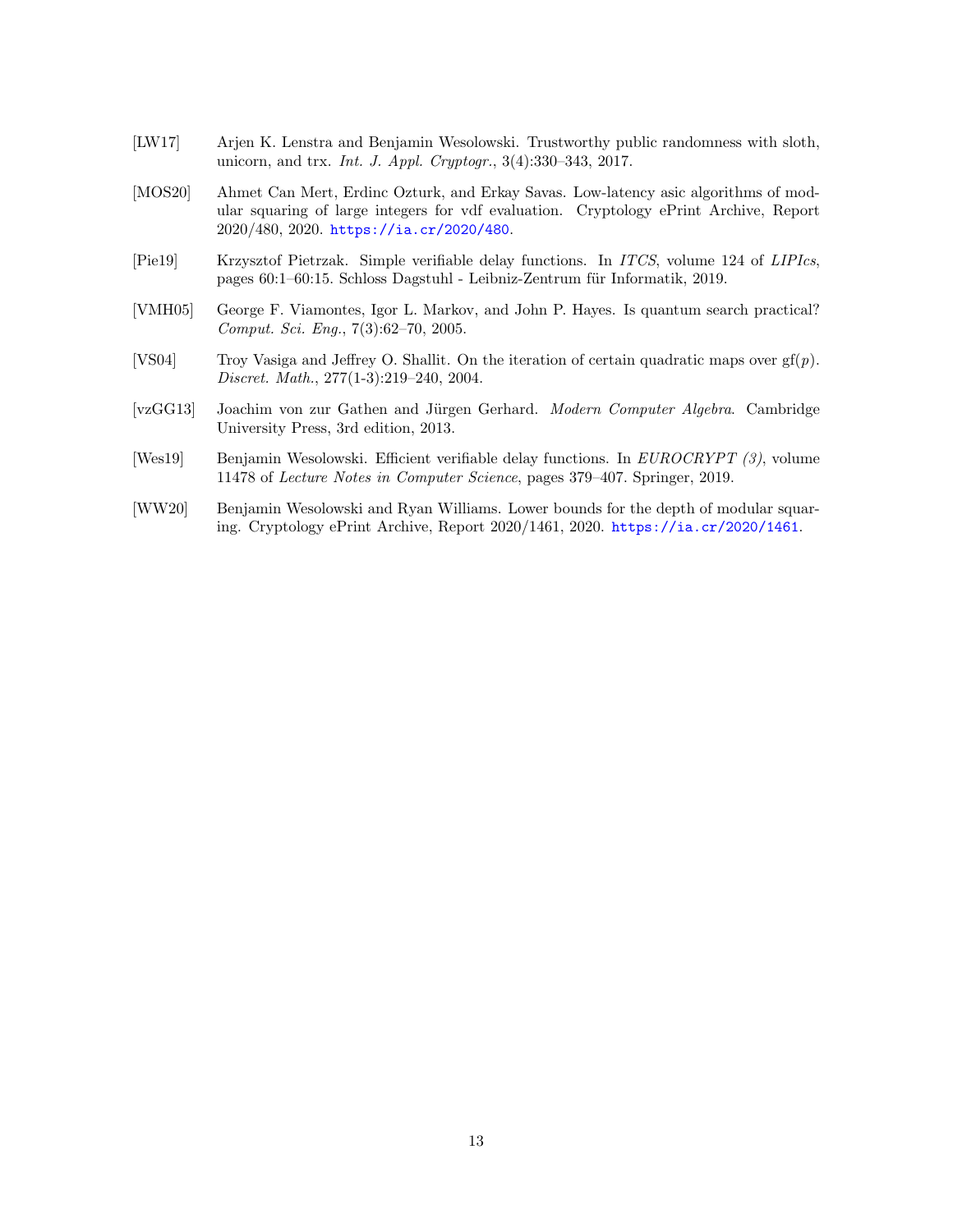[LW17] Arjen K. Lenstra and Benjamin Wesolowski. Trustworthy public randomness with sloth, unicorn, and trx. *Int. J. Appl. Cryptogr.*, 3(4):330–343, 2017.

[MOS20] Ahmet Can Mert, Erdinc Ozturk, and Erkay Savas. Low-latency asic algorithms of modular squaring of large integers for vdf evaluation. Cryptology ePrint Archive, Report 2020/480, 2020. https://ia.cr/2020/480.

[Pie19] Krzysztof Pietrzak. Simple verifiable delay functions. In *ITCS*, volume 124 of *LIPIcs*, pages 60:1–60:15. Schloss Dagstuhl - Leibniz-Zentrum für Informatik, 2019.

[VMH05] George F. Viamontes, Igor L. Markov, and John P. Hayes. Is quantum search practical? *Comput. Sci. Eng.*, 7(3):62–70, 2005.

[VS04] Troy Vasiga and Jeffrey O. Shallit. On the iteration of certain quadratic maps over gf($p$). *Discret. Math.*, 277(1-3):219–240, 2004.

[vzGG13] Joachim von zur Gathen and Jürgen Gerhard. *Modern Computer Algebra*. Cambridge University Press, 3rd edition, 2013.

[Wes19] Benjamin Wesolowski. Efficient verifiable delay functions. In *EUROCRYPT (3)*, volume 11478 of *Lecture Notes in Computer Science*, pages 379–407. Springer, 2019.

[WW20] Benjamin Wesolowski and Ryan Williams. Lower bounds for the depth of modular squaring. Cryptology ePrint Archive, Report 2020/1461, 2020. https://ia.cr/2020/1461.